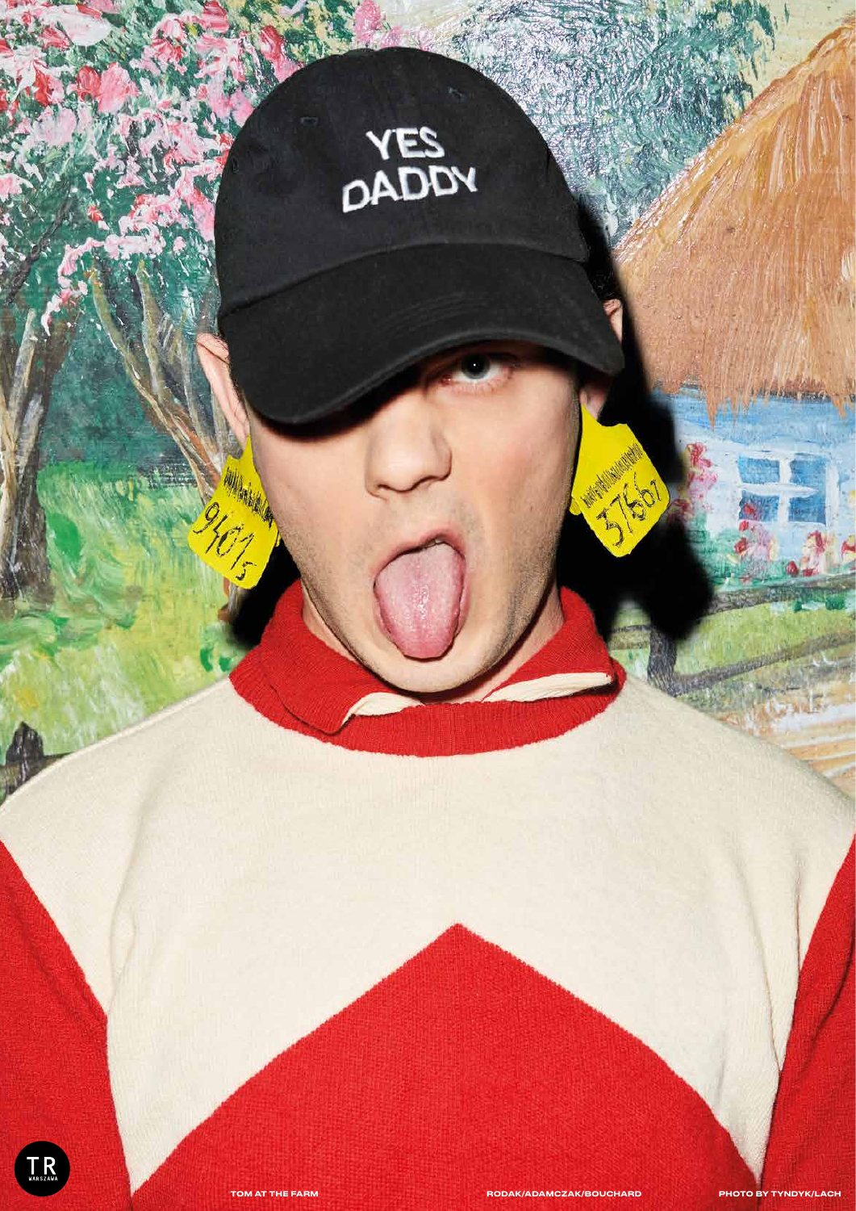TOM AT THE FARM

RODAK/ADAMCZAK/BOUCHARD

PHOTO BY TYNDYK/LACH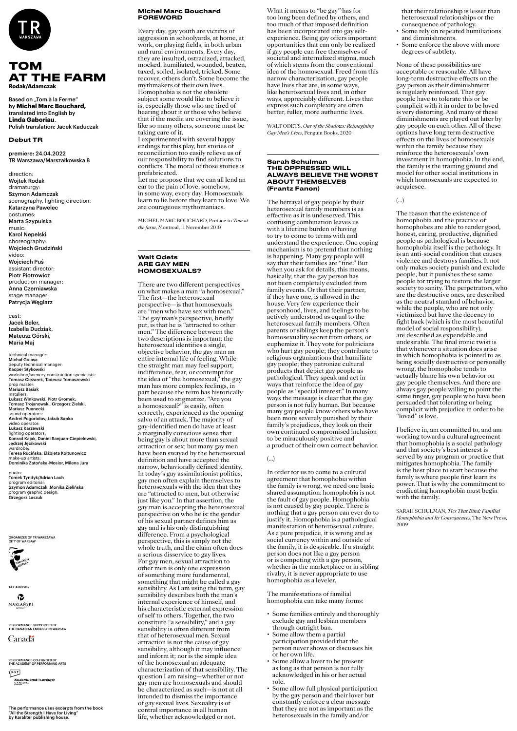TR WARSZAWA

# TOM AT THE FARM

**Rodak/Adamczak**

Based on „Tom à la Ferme" by **Michel Marc Bouchard,** translated into English by **Linda Gaboriau**.
Polish translation: Jacek Kaduczak

**Debut TR**

premiere: 24.04.2022
TR Warszawa/Marszałkowska 8

direction:
**Wojtek Rodak**
dramaturgy:
**Szymon Adamczak**
scenography, lighting direction:
**Katarzyna Pawelec**
costumes:
**Marta Szypulska**
music:
**Karol Nepelski**
choreography:
**Wojciech Grudziński**
video:
**Wojciech Puś**
assistant director:
**Piotr Piotrowicz**
production manager:
**Anna Czerniawska**
stage manager:
**Patrycja Węglarz**

cast:
**Jacek Beler,**
**Izabella Dudziak,**
**Mateusz Górski,**
**Maria Maj**

technical manager:
**Michał Gołasa**
deputy technical manager:
**Kacper Stykowski**
workshop/scenery construction specialists:
**Tomasz Ciężarek, Tadeusz Tomaszewski**
prop master:
**Mariusz Basiak**
installers:
**Łukasz Winkowski, Piotr Gromek, Tomasz Trojanowski, Grzegorz Zielski, Mariusz Puanecki**
sound operators:
**Andrei Pogoriolov, Jakub Sapka**
video operator:
**Łukasz Karzewski**
lighting operators:
**Konrad Kajak, Daniel Sanjuan-Ciepielewski, Jędrzej Jęcikowski**
wardrobe:
**Teresa Rucińska, Elżbieta Kołtunowicz**
make-up artists:
**Dominika Zatońska-Mosior, Milena Jura**

photo:
**Tomek Tyndyk/Adrian Lach**
program editorial:
**Szymon Adamczak, Monika Zielińska**
program graphic design:
**Grzegorz Laszuk**

ORGANIZER OF TR WARSZAWA
CITY OF WARSAW

TAX ADVISOR

MARIAŃSKI GROUP

PERFORMANCE SUPPORTED BY THE CANADIAN EMBASSY IN WARSAW

Canada

PERFORMANCE CO-FUNDED BY THE ACADEMY OF PERFORMING ARTS

Akademia Sztuk Teatralnych

**The performance uses excerpts from the book "All the Strength I Have for Living" by Karakter publishing house.**

## Michel Marc Bouchard FOREWORD

Every day, gay youth are victims of aggression in schoolyards, at home, at work, on playing fields, in both urban and rural environments. Every day, they are insulted, ostracized, attacked, mocked, humiliated, wounded, beaten, taxed, soiled, isolated, tricked. Some recover, others don't. Some become the mythmakers of their own lives. Homophobia is not the obsolete subject some would like to believe it is, especially those who are tired of hearing about it or those who believe that if the media are covering the issue, like so many others, someone must be taking care of it.
I experimented with several happy endings for this play, but stories of reconciliation too easily relieve us of our responsibility to find solutions to conflicts. The moral of those stories is prefabricated.
Let me propose that we can all lend an ear to the pain of love, somehow, in some way, every day. Homosexuals learn to lie before they learn to love. We are courageous mythomaniacs.

MICHEL MARC BOUCHARD, Preface to *Tom at the farm*, Montreal, 11 November 2010

## Walt Odets ARE GAY MEN HOMOSEXUALS?

There are two different perspectives on what makes a man "a homosexual." The first—the heterosexual perspective—is that homosexuals are "men who have sex with men." The gay man's perspective, briefly put, is that he is "attracted to other men." The difference between the two descriptions is important: the heterosexual identifies a single, objective behavior, the gay man an entire internal life of feeling. While the straight man may feel support, indifference, fear, or contempt for the idea of "the homosexual," the gay man has more complex feelings, in part because the term has historically been used to stigmatize. "Are you a homosexual?" is easily, often correctly, experienced as the opening salvo of an attack. The majority of gay-identified men do have at least a marginally conscious sense that being gay is about more than sexual attraction or sex; but many gay men have been swayed by the heterosexual definition and have accepted the narrow, behaviorally defined identity. In today's gay assimilationist politics, gay men often explain themselves to heterosexuals with the idea that they are "attracted to men, but otherwise just like you." In that assertion, the gay man is accepting the heterosexual perspective on who he is: the gender of his sexual partner defines him as gay and is his only distinguishing difference. From a psychological perspective, this is simply not the whole truth, and the claim often does a serious disservice to gay lives. For gay men, sexual attraction to other men is only one expression of something more fundamental, something that might be called a gay sensibility. As I am using the term, gay sensibility describes both the man's internal experience of himself, and his characteristic external expression of self to others. Together, the two constitute "a sensibility," and a gay sensibility is often different from that of heterosexual men. Sexual attraction is not the cause of gay sensibility, although it may influence and inform it; nor is the simple idea of the homosexual an adequate characterization of that sensibility. The question I am raising—whether or not gay men are homosexuals and should be characterized as such—is not at all intended to dismiss the importance of gay sexual lives. Sexuality is of central importance in all human life, whether acknowledged or not.

What it means to "be gay" has for too long been defined by others, and too much of that imposed definition has been incorporated into gay self-experience. Being gay offers important opportunities that can only be realized if gay people can free themselves of societal and internalized stigma, much of which stems from the conventional idea of the homosexual. Freed from this narrow characterization, gay people have lives that are, in some ways, like heterosexual lives and, in other ways, appreciably different. Lives that express such complexity are often better, fuller, more authentic lives.

WALT ODETS, *Out of the Shadows: Reimagining Gay Men's Lives*, Penguin Books, 2020

## Sarah Schulman THE OPPRESSED WILL ALWAYS BELIEVE THE WORST ABOUT THEMSELVES (Frantz Fanon)

The betrayal of gay people by their heterosexual family members is as effective as it is undeserved. This confusing combination leaves us with a lifetime burden of having to try to come to terms with and understand the experience. One coping mechanism is to pretend that nothing is happening. Many gay people will say that their families are "fine." But when you ask for details, this means, basically, that the gay person has not been completely excluded from family events. Or that their partner, if they have one, is allowed in the house. Very few experience their personhood, lives, and feelings to be actively understood as equal to the heterosexual family members. Often parents or siblings keep the person's homosexuality secret from others, or euphemize it. They vote for politicians who hurt gay people; they contribute to religious organizations that humiliate gay people; they patronize cultural products that depict gay people as pathological. They speak and act in ways that reinforce the idea of gay people as "special interest." In many ways the message is clear that the gay person is not fully human. But because many gay people know others who have been more severely punished by their family's prejudices, they look on their own continued compromised inclusion to be miraculously positive and a product of their own correct behavior.

(...)

In order for us to come to a cultural agreement that homophobia within the family is wrong, we need one basic shared assumption: homophobia is not the fault of gay people. Homophobia is not caused by gay people. There is nothing that a gay person can ever do to justify it. Homophobia is a pathological manifestation of heterosexual culture. As a pure prejudice, it is wrong and as social currency within and outside of the family, it is despicable. If a straight person does not like a gay person or is competing with a gay person, whether in the marketplace or in sibling rivalry, it is never appropriate to use homophobia as a leveler.

The manifestations of familial homophobia can take many forms:

- Some families entirely and thoroughly exclude gay and lesbian members through outright ban.
- Some allow them a partial participation provided that the person never shows or discusses his or her own life.
- Some allow a lover to be present as long as that person is not fully acknowledged in his or her actual role.
- Some allow full physical participation by the gay person and their lover but constantly enforce a clear message that they are not as important as the heterosexuals in the family and/or that their relationship is lesser than heterosexual relationships or the consequence of pathology.
- Some rely on repeated humiliations and diminishments.
- Some enforce the above with more degrees of subtlety.

None of these possibilities are acceptable or reasonable. All have long-term destructive effects on the gay person as their diminishment is regularly reinforced. That gay people have to tolerate this or be complicit with it in order to be loved is very distorting. And many of these diminishments are played out later by gay people on each other. All of these options have long term destructive effects on the lives of homosexuals within the family because they reinforce the heterosexuals' own investment in homophobia. In the end, the family is the training ground and model for other social institutions in which homosexuals are expected to acquiesce.

(...)

The reason that the existence of homophobia and the practice of homophobes are able to render good, honest, caring, productive, dignified people as pathological is because homophobia itself is the pathology. It is an anti-social condition that causes violence and destroys families. It not only makes society punish and exclude people, but it punishes these same people for trying to restore the larger society to sanity. The perpetrators, who are the destructive ones, are described as the neutral standard of behavior, while the people, who are not only victimized but have the decency to fight back (which is the most beautiful model of social responsibility), are described as expendable and undesirable. The final ironic twist is that whenever a situation does arise in which homophobia is pointed to as being socially destructive or personally wrong, the homophobe tends to actually blame his own behavior on gay people themselves. And there are always gay people willing to point the same finger, gay people who have been persuaded that tolerating or being complicit with prejudice in order to be "loved" is love.

I believe in, am committed to, and am working toward a cultural agreement that homophobia is a social pathology and that society's best interest is served by any program or practice that mitigates homophobia. The family is the best place to start because the family is where people first learn its power. That is why the commitment to eradicating homophobia must begin with the family.

SARAH SCHULMAN, *Ties That Bind: Familial Homophobia and Its Consequences*, The New Press, 2009